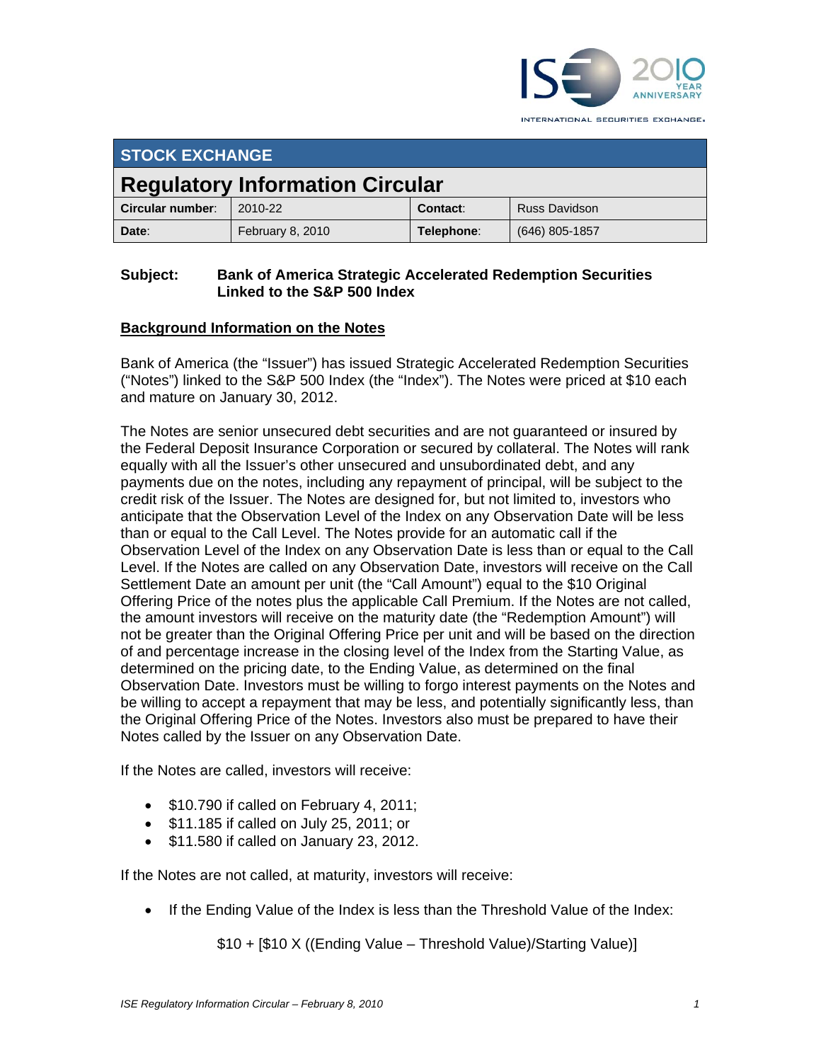INTERNATIONAL SECURITIES EXCHANGE.

| STOCK EXCHANGE | | | |
|---|---|---|---|
| **Regulatory Information Circular** | | | |
| **Circular number**: | 2010-22 | **Contact**: | Russ Davidson |
| **Date**: | February 8, 2010 | **Telephone**: | (646) 805-1857 |

**Subject: Bank of America Strategic Accelerated Redemption Securities Linked to the S&P 500 Index**

**Background Information on the Notes**

Bank of America (the "Issuer") has issued Strategic Accelerated Redemption Securities ("Notes") linked to the S&P 500 Index (the "Index"). The Notes were priced at $10 each and mature on January 30, 2012.

The Notes are senior unsecured debt securities and are not guaranteed or insured by the Federal Deposit Insurance Corporation or secured by collateral. The Notes will rank equally with all the Issuer's other unsecured and unsubordinated debt, and any payments due on the notes, including any repayment of principal, will be subject to the credit risk of the Issuer. The Notes are designed for, but not limited to, investors who anticipate that the Observation Level of the Index on any Observation Date will be less than or equal to the Call Level. The Notes provide for an automatic call if the Observation Level of the Index on any Observation Date is less than or equal to the Call Level. If the Notes are called on any Observation Date, investors will receive on the Call Settlement Date an amount per unit (the "Call Amount") equal to the $10 Original Offering Price of the notes plus the applicable Call Premium. If the Notes are not called, the amount investors will receive on the maturity date (the "Redemption Amount") will not be greater than the Original Offering Price per unit and will be based on the direction of and percentage increase in the closing level of the Index from the Starting Value, as determined on the pricing date, to the Ending Value, as determined on the final Observation Date. Investors must be willing to forgo interest payments on the Notes and be willing to accept a repayment that may be less, and potentially significantly less, than the Original Offering Price of the Notes. Investors also must be prepared to have their Notes called by the Issuer on any Observation Date.

If the Notes are called, investors will receive:

- $10.790 if called on February 4, 2011;
- $11.185 if called on July 25, 2011; or
- $11.580 if called on January 23, 2012.

If the Notes are not called, at maturity, investors will receive:

- If the Ending Value of the Index is less than the Threshold Value of the Index:

  $10 + [$10 X ((Ending Value – Threshold Value)/Starting Value)]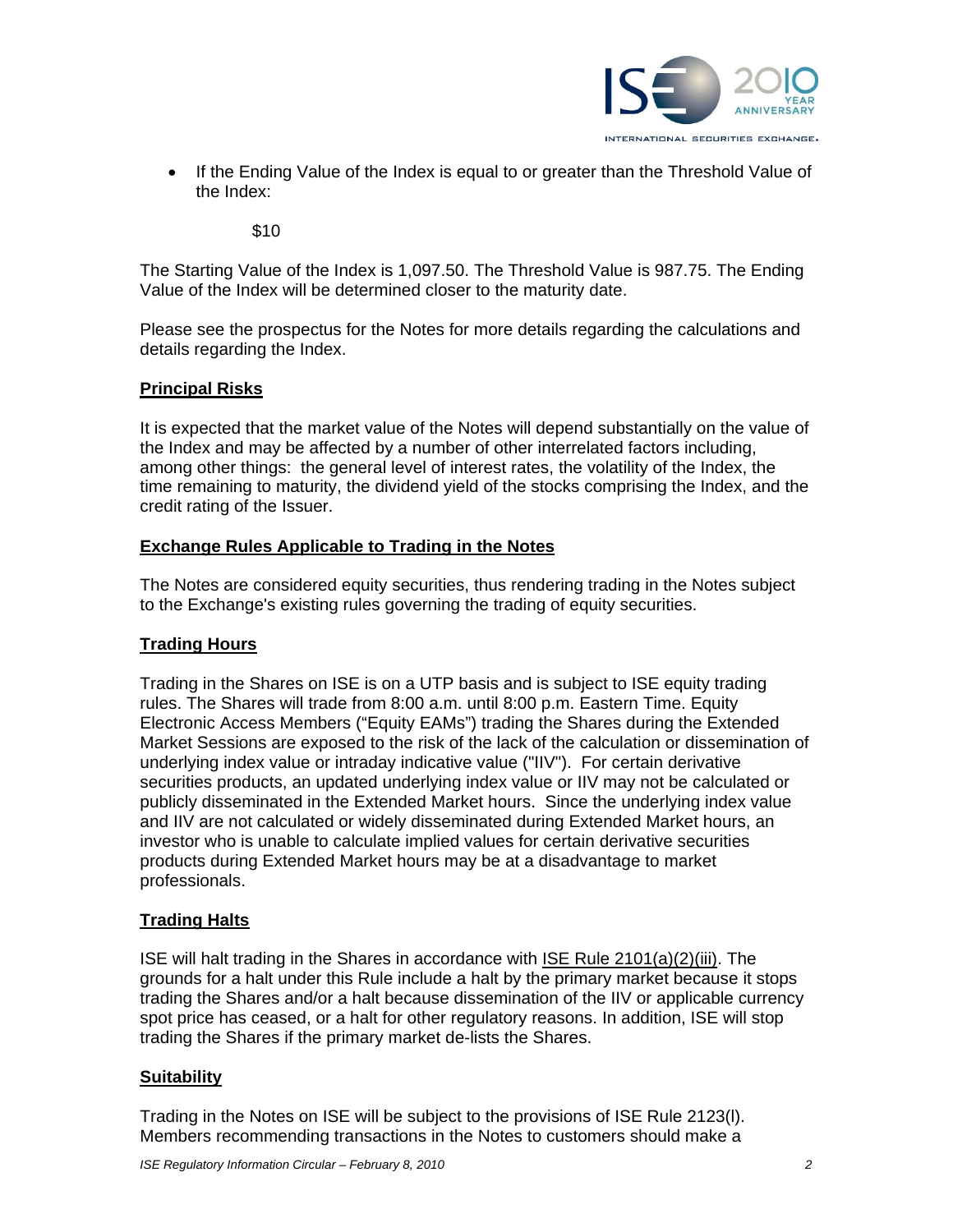- If the Ending Value of the Index is equal to or greater than the Threshold Value of the Index:

  $10

The Starting Value of the Index is 1,097.50. The Threshold Value is 987.75. The Ending Value of the Index will be determined closer to the maturity date.

Please see the prospectus for the Notes for more details regarding the calculations and details regarding the Index.

## Principal Risks

It is expected that the market value of the Notes will depend substantially on the value of the Index and may be affected by a number of other interrelated factors including, among other things: the general level of interest rates, the volatility of the Index, the time remaining to maturity, the dividend yield of the stocks comprising the Index, and the credit rating of the Issuer.

## Exchange Rules Applicable to Trading in the Notes

The Notes are considered equity securities, thus rendering trading in the Notes subject to the Exchange's existing rules governing the trading of equity securities.

## Trading Hours

Trading in the Shares on ISE is on a UTP basis and is subject to ISE equity trading rules. The Shares will trade from 8:00 a.m. until 8:00 p.m. Eastern Time. Equity Electronic Access Members ("Equity EAMs") trading the Shares during the Extended Market Sessions are exposed to the risk of the lack of the calculation or dissemination of underlying index value or intraday indicative value ("IIV"). For certain derivative securities products, an updated underlying index value or IIV may not be calculated or publicly disseminated in the Extended Market hours. Since the underlying index value and IIV are not calculated or widely disseminated during Extended Market hours, an investor who is unable to calculate implied values for certain derivative securities products during Extended Market hours may be at a disadvantage to market professionals.

## Trading Halts

ISE will halt trading in the Shares in accordance with ISE Rule 2101(a)(2)(iii). The grounds for a halt under this Rule include a halt by the primary market because it stops trading the Shares and/or a halt because dissemination of the IIV or applicable currency spot price has ceased, or a halt for other regulatory reasons. In addition, ISE will stop trading the Shares if the primary market de-lists the Shares.

## Suitability

Trading in the Notes on ISE will be subject to the provisions of ISE Rule 2123(l). Members recommending transactions in the Notes to customers should make a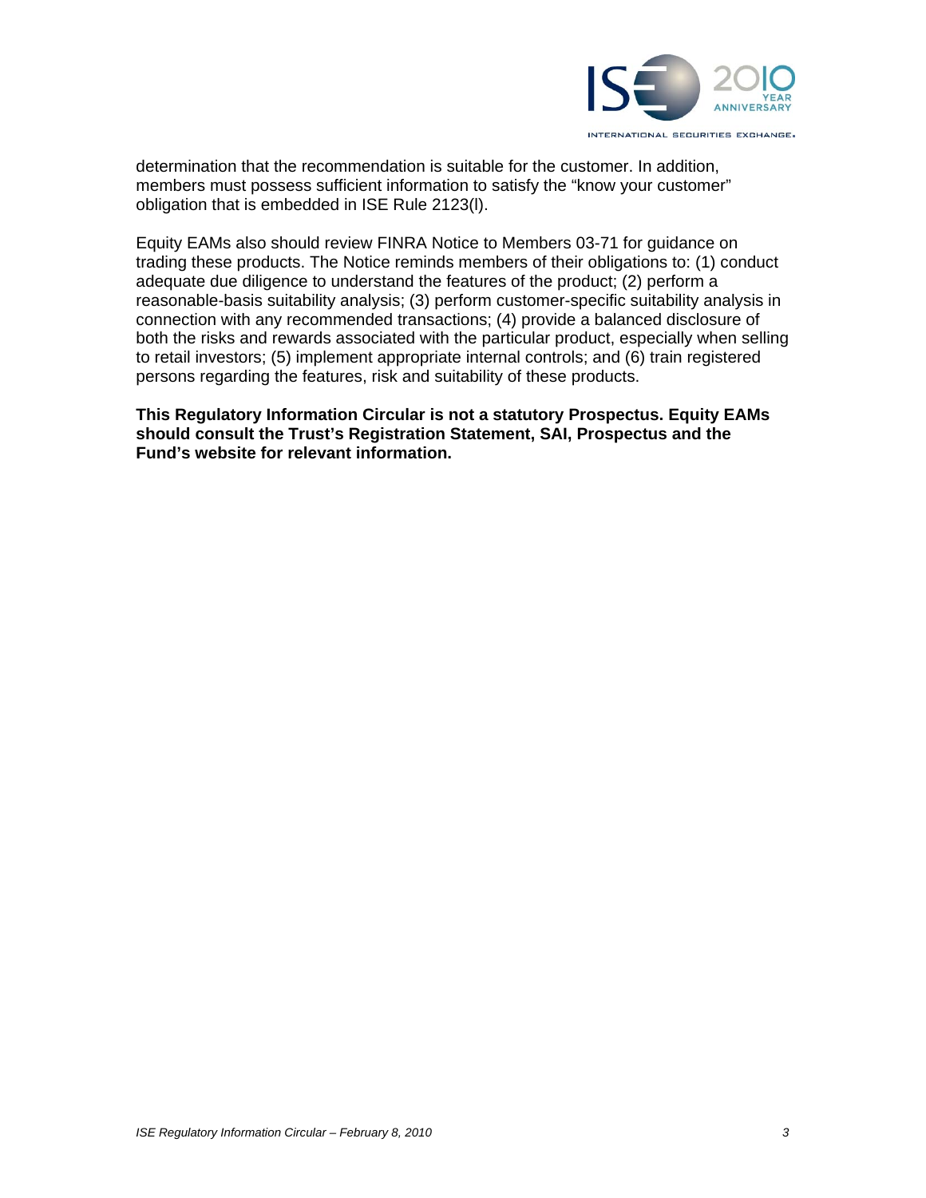determination that the recommendation is suitable for the customer. In addition, members must possess sufficient information to satisfy the "know your customer" obligation that is embedded in ISE Rule 2123(l).

Equity EAMs also should review FINRA Notice to Members 03-71 for guidance on trading these products. The Notice reminds members of their obligations to: (1) conduct adequate due diligence to understand the features of the product; (2) perform a reasonable-basis suitability analysis; (3) perform customer-specific suitability analysis in connection with any recommended transactions; (4) provide a balanced disclosure of both the risks and rewards associated with the particular product, especially when selling to retail investors; (5) implement appropriate internal controls; and (6) train registered persons regarding the features, risk and suitability of these products.

**This Regulatory Information Circular is not a statutory Prospectus. Equity EAMs should consult the Trust's Registration Statement, SAI, Prospectus and the Fund's website for relevant information.**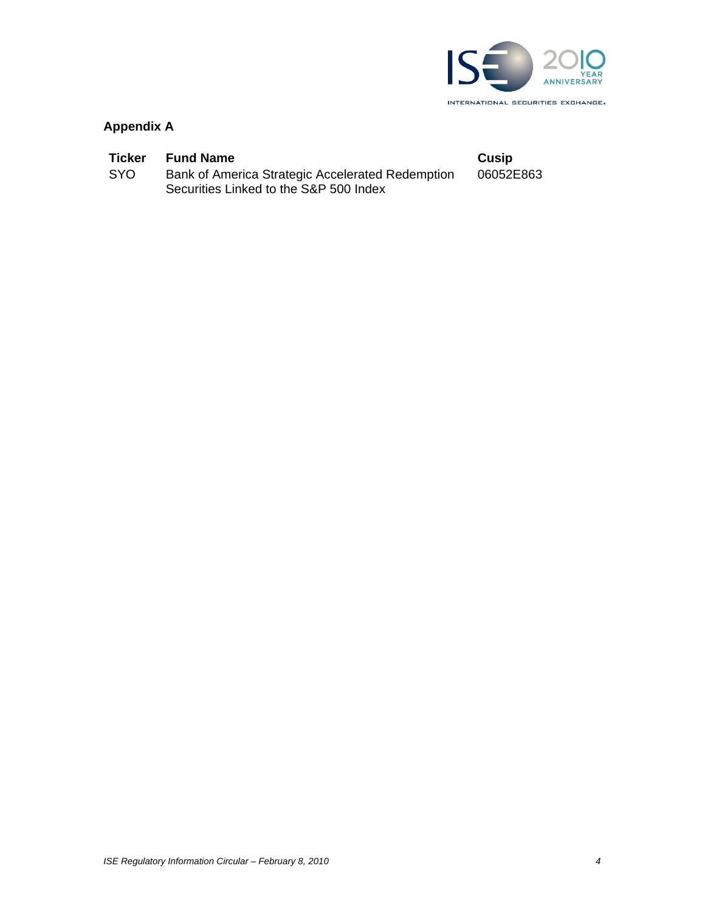## Appendix A

| Ticker | Fund Name | Cusip |
|---|---|---|
| SYO | Bank of America Strategic Accelerated Redemption Securities Linked to the S&P 500 Index | 06052E863 |